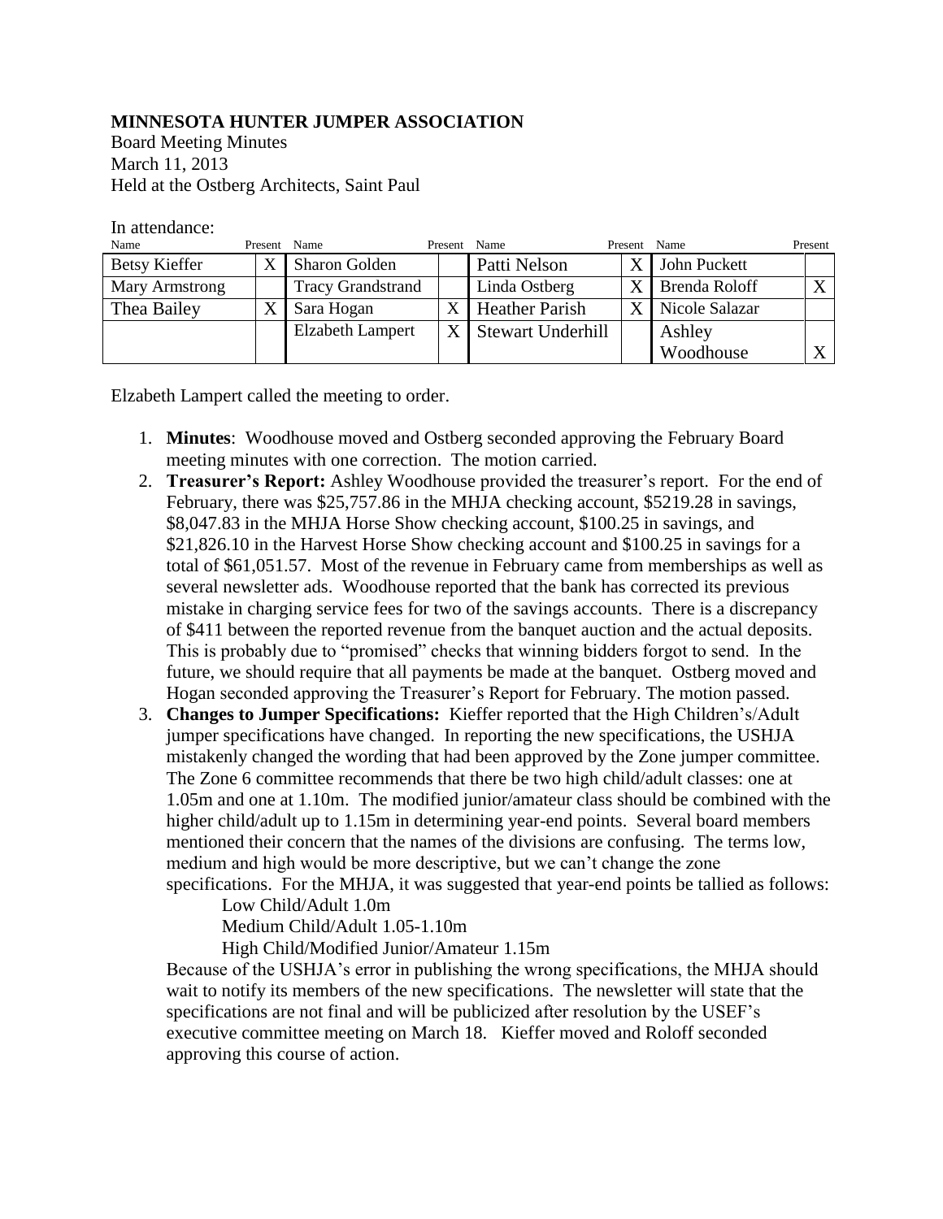**MINNESOTA HUNTER JUMPER ASSOCIATION**

Board Meeting Minutes
March 11, 2013
Held at the Ostberg Architects, Saint Paul

In attendance:

| Name | Present | Name | Present | Name | Present | Name | Present |
|---|---|---|---|---|---|---|---|
| Betsy Kieffer | X | Sharon Golden | | Patti Nelson | X | John Puckett | |
| Mary Armstrong | | Tracy Grandstrand | | Linda Ostberg | X | Brenda Roloff | X |
| Thea Bailey | X | Sara Hogan | X | Heather Parish | X | Nicole Salazar | |
| | | Elzabeth Lampert | X | Stewart Underhill | | Ashley Woodhouse | X |

Elzabeth Lampert called the meeting to order.

1. **Minutes**: Woodhouse moved and Ostberg seconded approving the February Board meeting minutes with one correction. The motion carried.
2. **Treasurer's Report:** Ashley Woodhouse provided the treasurer's report. For the end of February, there was $25,757.86 in the MHJA checking account, $5219.28 in savings, $8,047.83 in the MHJA Horse Show checking account, $100.25 in savings, and $21,826.10 in the Harvest Horse Show checking account and $100.25 in savings for a total of $61,051.57. Most of the revenue in February came from memberships as well as several newsletter ads. Woodhouse reported that the bank has corrected its previous mistake in charging service fees for two of the savings accounts. There is a discrepancy of $411 between the reported revenue from the banquet auction and the actual deposits. This is probably due to "promised" checks that winning bidders forgot to send. In the future, we should require that all payments be made at the banquet. Ostberg moved and Hogan seconded approving the Treasurer's Report for February. The motion passed.
3. **Changes to Jumper Specifications:** Kieffer reported that the High Childern's/Adult jumper specifications have changed. In reporting the new specifications, the USHJA mistakenly changed the wording that had been approved by the Zone jumper committee. The Zone 6 committee recommends that there be two high child/adult classes: one at 1.05m and one at 1.10m. The modified junior/amateur class should be combined with the higher child/adult up to 1.15m in determining year-end points. Several board members mentioned their concern that the names of the divisions are confusing. The terms low, medium and high would be more descriptive, but we can't change the zone specifications. For the MHJA, it was suggested that year-end points be tallied as follows:

   Low Child/Adult 1.0m

   Medium Child/Adult 1.05-1.10m

   High Child/Modified Junior/Amateur 1.15m

   Because of the USHJA's error in publishing the wrong specifications, the MHJA should wait to notify its members of the new specifications. The newsletter will state that the specifications are not final and will be publicized after resolution by the USEF's executive committee meeting on March 18. Kieffer moved and Roloff seconded approving this course of action.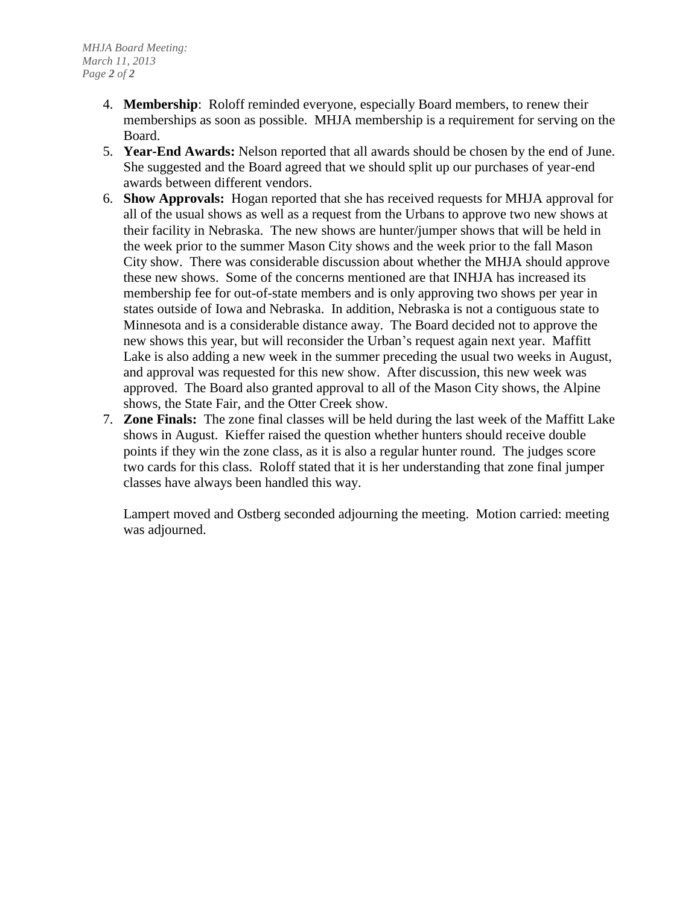4. **Membership**: Roloff reminded everyone, especially Board members, to renew their memberships as soon as possible. MHJA membership is a requirement for serving on the Board.
5. **Year-End Awards:** Nelson reported that all awards should be chosen by the end of June. She suggested and the Board agreed that we should split up our purchases of year-end awards between different vendors.
6. **Show Approvals:** Hogan reported that she has received requests for MHJA approval for all of the usual shows as well as a request from the Urbans to approve two new shows at their facility in Nebraska. The new shows are hunter/jumper shows that will be held in the week prior to the summer Mason City shows and the week prior to the fall Mason City show. There was considerable discussion about whether the MHJA should approve these new shows. Some of the concerns mentioned are that INHJA has increased its membership fee for out-of-state members and is only approving two shows per year in states outside of Iowa and Nebraska. In addition, Nebraska is not a contiguous state to Minnesota and is a considerable distance away. The Board decided not to approve the new shows this year, but will reconsider the Urban's request again next year. Maffitt Lake is also adding a new week in the summer preceding the usual two weeks in August, and approval was requested for this new show. After discussion, this new week was approved. The Board also granted approval to all of the Mason City shows, the Alpine shows, the State Fair, and the Otter Creek show.
7. **Zone Finals:** The zone final classes will be held during the last week of the Maffitt Lake shows in August. Kieffer raised the question whether hunters should receive double points if they win the zone class, as it is also a regular hunter round. The judges score two cards for this class. Roloff stated that it is her understanding that zone final jumper classes have always been handled this way.

Lampert moved and Ostberg seconded adjourning the meeting. Motion carried: meeting was adjourned.